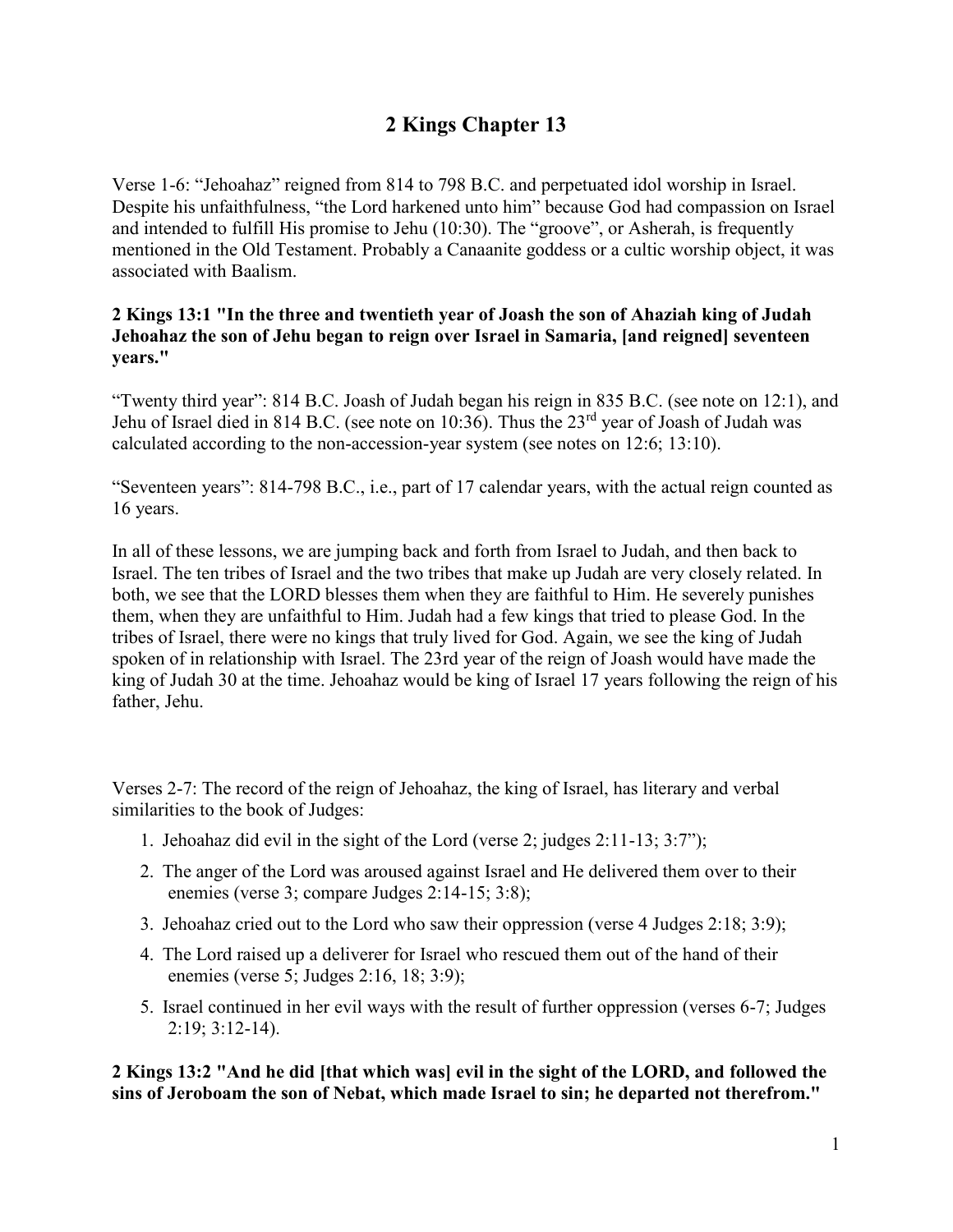# 2 Kings Chapter 13

Verse 1-6: "Jehoahaz" reigned from 814 to 798 B.C. and perpetuated idol worship in Israel. Despite his unfaithfulness, "the Lord harkened unto him" because God had compassion on Israel and intended to fulfill His promise to Jehu (10:30). The "groove", or Asherah, is frequently mentioned in the Old Testament. Probably a Canaanite goddess or a cultic worship object, it was associated with Baalism.

**2 Kings 13:1 "In the three and twentieth year of Joash the son of Ahaziah king of Judah Jehoahaz the son of Jehu began to reign over Israel in Samaria, [and reigned] seventeen years."**

"Twenty third year": 814 B.C. Joash of Judah began his reign in 835 B.C. (see note on 12:1), and Jehu of Israel died in 814 B.C. (see note on 10:36). Thus the 23rd year of Joash of Judah was calculated according to the non-accession-year system (see notes on 12:6; 13:10).

"Seventeen years": 814-798 B.C., i.e., part of 17 calendar years, with the actual reign counted as 16 years.

In all of these lessons, we are jumping back and forth from Israel to Judah, and then back to Israel. The ten tribes of Israel and the two tribes that make up Judah are very closely related. In both, we see that the LORD blesses them when they are faithful to Him. He severely punishes them, when they are unfaithful to Him. Judah had a few kings that tried to please God. In the tribes of Israel, there were no kings that truly lived for God. Again, we see the king of Judah spoken of in relationship with Israel. The 23rd year of the reign of Joash would have made the king of Judah 30 at the time. Jehoahaz would be king of Israel 17 years following the reign of his father, Jehu.

Verses 2-7: The record of the reign of Jehoahaz, the king of Israel, has literary and verbal similarities to the book of Judges:

1. Jehoahaz did evil in the sight of the Lord (verse 2; judges 2:11-13; 3:7");
2. The anger of the Lord was aroused against Israel and He delivered them over to their enemies (verse 3; compare Judges 2:14-15; 3:8);
3. Jehoahaz cried out to the Lord who saw their oppression (verse 4 Judges 2:18; 3:9);
4. The Lord raised up a deliverer for Israel who rescued them out of the hand of their enemies (verse 5; Judges 2:16, 18; 3:9);
5. Israel continued in her evil ways with the result of further oppression (verses 6-7; Judges 2:19; 3:12-14).

**2 Kings 13:2 "And he did [that which was] evil in the sight of the LORD, and followed the sins of Jeroboam the son of Nebat, which made Israel to sin; he departed not therefrom."**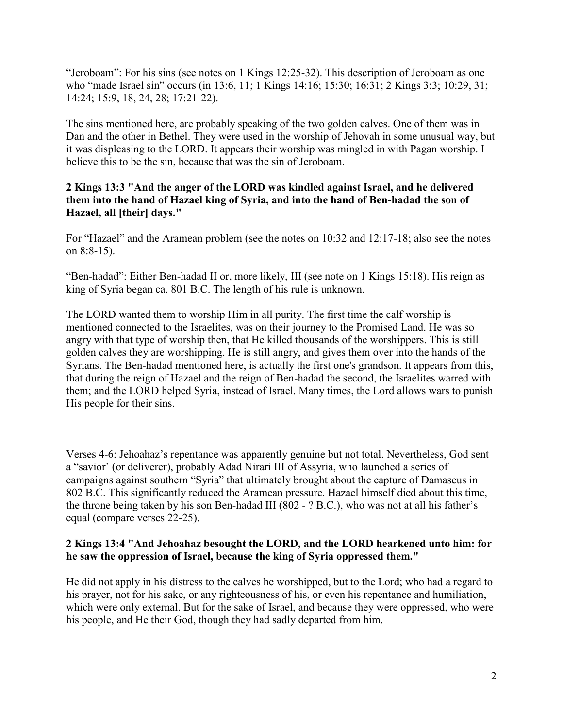"Jeroboam": For his sins (see notes on 1 Kings 12:25-32). This description of Jeroboam as one who "made Israel sin" occurs (in 13:6, 11; 1 Kings 14:16; 15:30; 16:31; 2 Kings 3:3; 10:29, 31; 14:24; 15:9, 18, 24, 28; 17:21-22).

The sins mentioned here, are probably speaking of the two golden calves. One of them was in Dan and the other in Bethel. They were used in the worship of Jehovah in some unusual way, but it was displeasing to the LORD. It appears their worship was mingled in with Pagan worship. I believe this to be the sin, because that was the sin of Jeroboam.

**2 Kings 13:3 "And the anger of the LORD was kindled against Israel, and he delivered them into the hand of Hazael king of Syria, and into the hand of Ben-hadad the son of Hazael, all [their] days."**

For "Hazael" and the Aramean problem (see the notes on 10:32 and 12:17-18; also see the notes on 8:8-15).

"Ben-hadad": Either Ben-hadad II or, more likely, III (see note on 1 Kings 15:18). His reign as king of Syria began ca. 801 B.C. The length of his rule is unknown.

The LORD wanted them to worship Him in all purity. The first time the calf worship is mentioned connected to the Israelites, was on their journey to the Promised Land. He was so angry with that type of worship then, that He killed thousands of the worshippers. This is still golden calves they are worshipping. He is still angry, and gives them over into the hands of the Syrians. The Ben-hadad mentioned here, is actually the first one's grandson. It appears from this, that during the reign of Hazael and the reign of Ben-hadad the second, the Israelites warred with them; and the LORD helped Syria, instead of Israel. Many times, the Lord allows wars to punish His people for their sins.

Verses 4-6: Jehoahaz's repentance was apparently genuine but not total. Nevertheless, God sent a 'savior' (or deliverer), probably Adad Nirari III of Assyria, who launched a series of campaigns against southern "Syria" that ultimately brought about the capture of Damascus in 802 B.C. This significantly reduced the Aramean pressure. Hazael himself died about this time, the throne being taken by his son Ben-hadad III (802 - ? B.C.), who was not at all his father's equal (compare verses 22-25).

**2 Kings 13:4 "And Jehoahaz besought the LORD, and the LORD hearkened unto him: for he saw the oppression of Israel, because the king of Syria oppressed them."**

He did not apply in his distress to the calves he worshipped, but to the Lord; who had a regard to his prayer, not for his sake, or any righteousness of his, or even his repentance and humiliation, which were only external. But for the sake of Israel, and because they were oppressed, who were his people, and He their God, though they had sadly departed from him.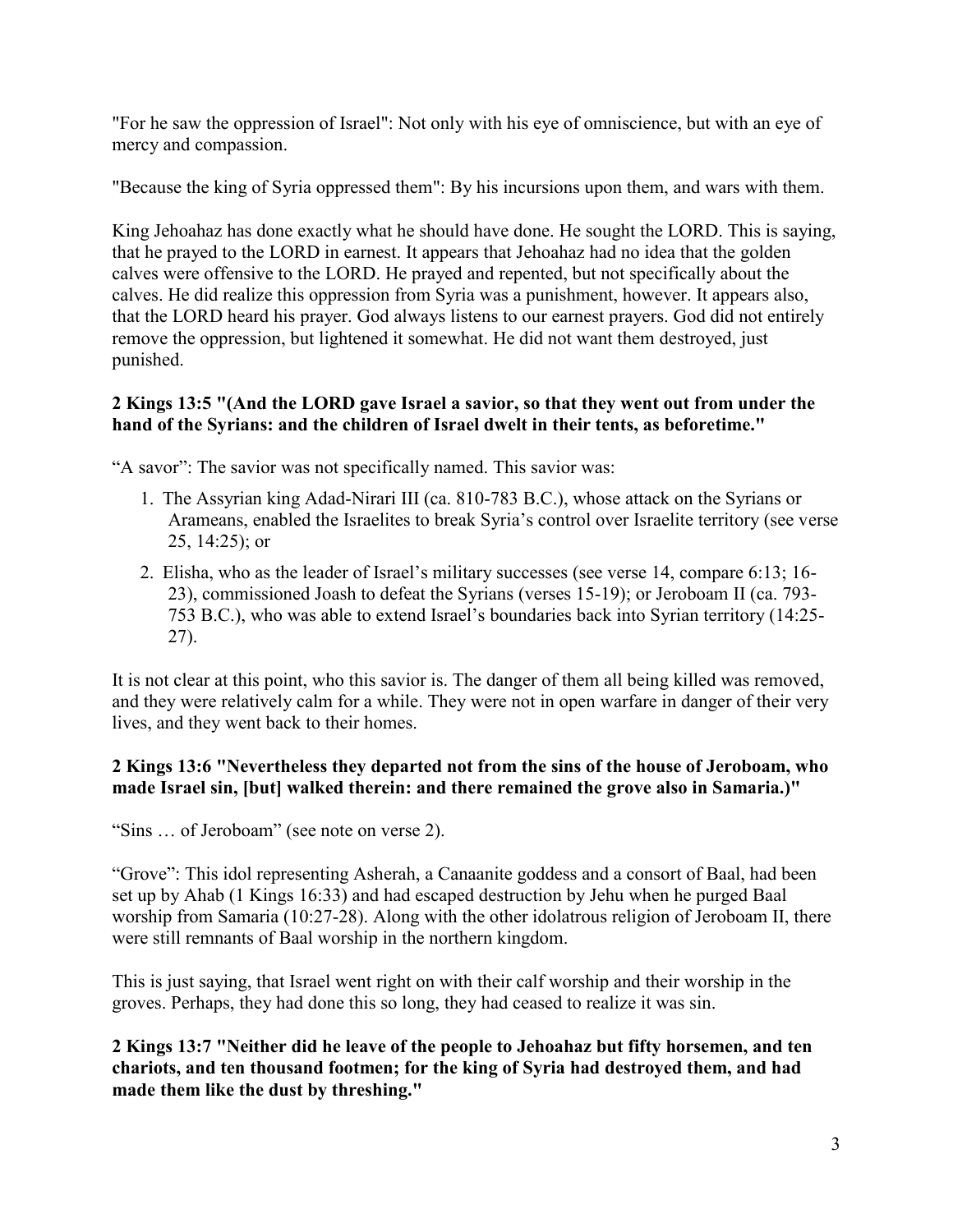"For he saw the oppression of Israel": Not only with his eye of omniscience, but with an eye of mercy and compassion.

"Because the king of Syria oppressed them": By his incursions upon them, and wars with them.

King Jehoahaz has done exactly what he should have done. He sought the LORD. This is saying, that he prayed to the LORD in earnest. It appears that Jehoahaz had no idea that the golden calves were offensive to the LORD. He prayed and repented, but not specifically about the calves. He did realize this oppression from Syria was a punishment, however. It appears also, that the LORD heard his prayer. God always listens to our earnest prayers. God did not entirely remove the oppression, but lightened it somewhat. He did not want them destroyed, just punished.

**2 Kings 13:5 "(And the LORD gave Israel a savior, so that they went out from under the hand of the Syrians: and the children of Israel dwelt in their tents, as beforetime."**

"A savor": The savior was not specifically named. This savior was:

1. The Assyrian king Adad-Nirari III (ca. 810-783 B.C.), whose attack on the Syrians or Arameans, enabled the Israelites to break Syria's control over Israelite territory (see verse 25, 14:25); or
2. Elisha, who as the leader of Israel's military successes (see verse 14, compare 6:13; 16-23), commissioned Joash to defeat the Syrians (verses 15-19); or Jeroboam II (ca. 793-753 B.C.), who was able to extend Israel's boundaries back into Syrian territory (14:25-27).

It is not clear at this point, who this savior is. The danger of them all being killed was removed, and they were relatively calm for a while. They were not in open warfare in danger of their very lives, and they went back to their homes.

**2 Kings 13:6 "Nevertheless they departed not from the sins of the house of Jeroboam, who made Israel sin, [but] walked therein: and there remained the grove also in Samaria.)"**

"Sins … of Jeroboam" (see note on verse 2).

"Grove": This idol representing Asherah, a Canaanite goddess and a consort of Baal, had been set up by Ahab (1 Kings 16:33) and had escaped destruction by Jehu when he purged Baal worship from Samaria (10:27-28). Along with the other idolatrous religion of Jeroboam II, there were still remnants of Baal worship in the northern kingdom.

This is just saying, that Israel went right on with their calf worship and their worship in the groves. Perhaps, they had done this so long, they had ceased to realize it was sin.

**2 Kings 13:7 "Neither did he leave of the people to Jehoahaz but fifty horsemen, and ten chariots, and ten thousand footmen; for the king of Syria had destroyed them, and had made them like the dust by threshing."**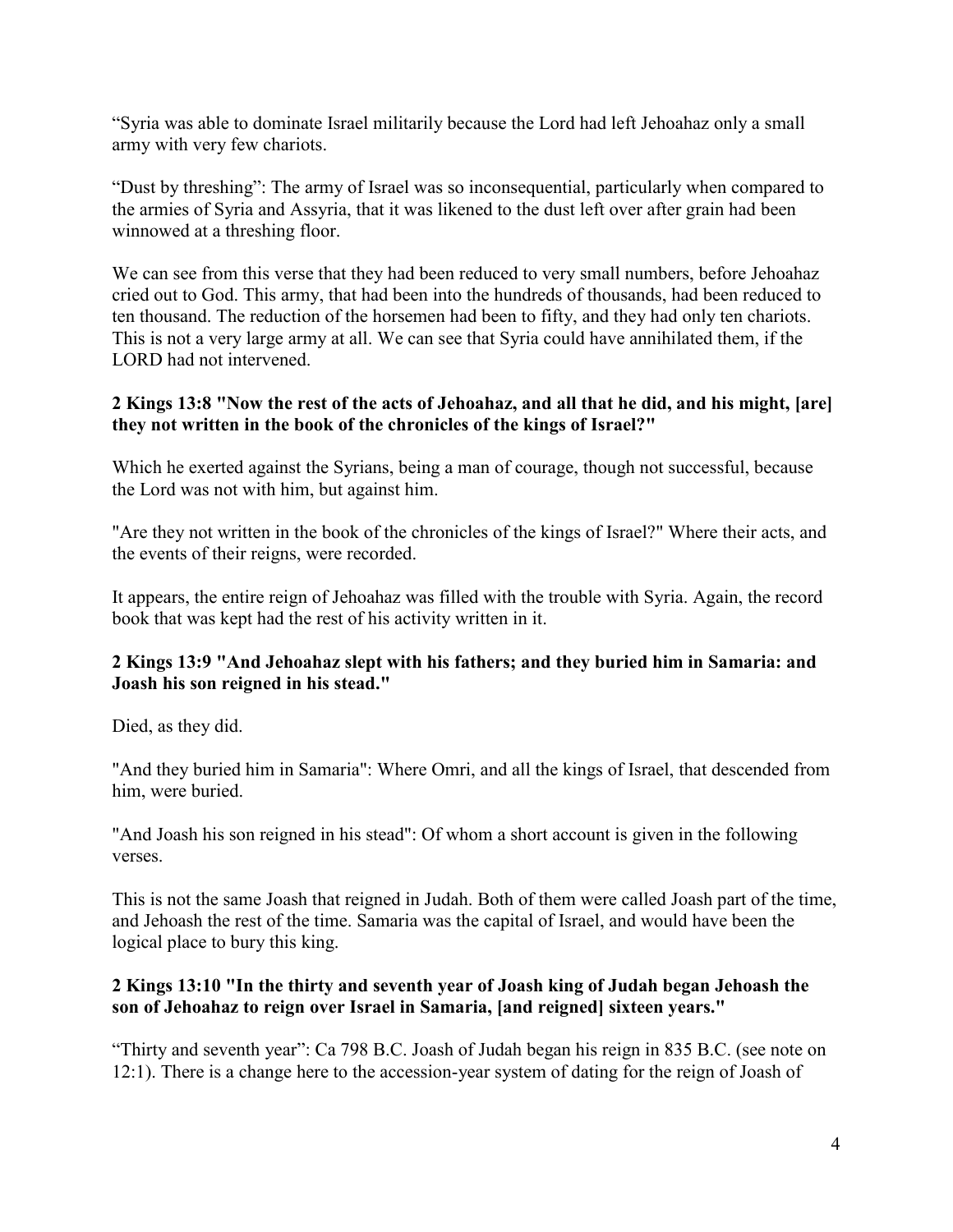“Syria was able to dominate Israel militarily because the Lord had left Jehoahaz only a small army with very few chariots.

“Dust by threshing”: The army of Israel was so inconsequential, particularly when compared to the armies of Syria and Assyria, that it was likened to the dust left over after grain had been winnowed at a threshing floor.

We can see from this verse that they had been reduced to very small numbers, before Jehoahaz cried out to God. This army, that had been into the hundreds of thousands, had been reduced to ten thousand. The reduction of the horsemen had been to fifty, and they had only ten chariots. This is not a very large army at all. We can see that Syria could have annihilated them, if the LORD had not intervened.

**2 Kings 13:8 "Now the rest of the acts of Jehoahaz, and all that he did, and his might, [are] they not written in the book of the chronicles of the kings of Israel?"**

Which he exerted against the Syrians, being a man of courage, though not successful, because the Lord was not with him, but against him.

"Are they not written in the book of the chronicles of the kings of Israel?" Where their acts, and the events of their reigns, were recorded.

It appears, the entire reign of Jehoahaz was filled with the trouble with Syria. Again, the record book that was kept had the rest of his activity written in it.

**2 Kings 13:9 "And Jehoahaz slept with his fathers; and they buried him in Samaria: and Joash his son reigned in his stead."**

Died, as they did.

"And they buried him in Samaria": Where Omri, and all the kings of Israel, that descended from him, were buried.

"And Joash his son reigned in his stead": Of whom a short account is given in the following verses.

This is not the same Joash that reigned in Judah. Both of them were called Joash part of the time, and Jehoash the rest of the time. Samaria was the capital of Israel, and would have been the logical place to bury this king.

**2 Kings 13:10 "In the thirty and seventh year of Joash king of Judah began Jehoash the son of Jehoahaz to reign over Israel in Samaria, [and reigned] sixteen years."**

“Thirty and seventh year”: Ca 798 B.C. Joash of Judah began his reign in 835 B.C. (see note on 12:1). There is a change here to the accession-year system of dating for the reign of Joash of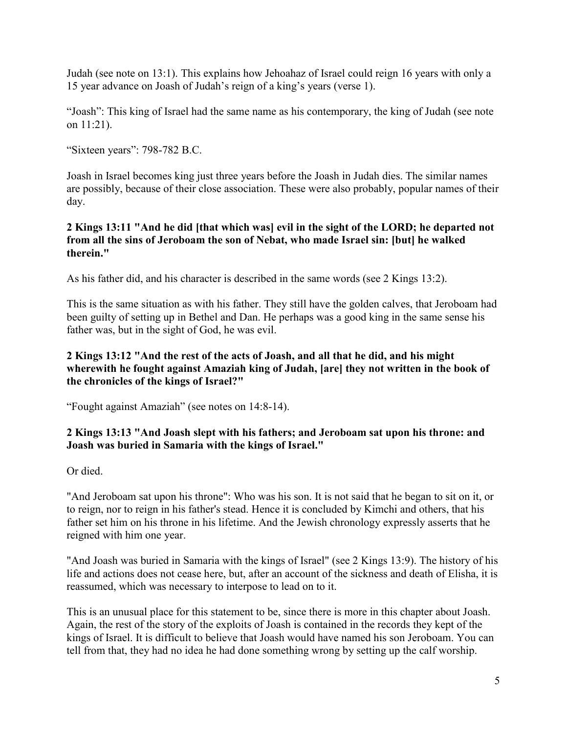Judah (see note on 13:1). This explains how Jehoahaz of Israel could reign 16 years with only a 15 year advance on Joash of Judah's reign of a king's years (verse 1).

"Joash": This king of Israel had the same name as his contemporary, the king of Judah (see note on 11:21).

"Sixteen years": 798-782 B.C.

Joash in Israel becomes king just three years before the Joash in Judah dies. The similar names are possibly, because of their close association. These were also probably, popular names of their day.

**2 Kings 13:11 "And he did [that which was] evil in the sight of the LORD; he departed not from all the sins of Jeroboam the son of Nebat, who made Israel sin: [but] he walked therein."**

As his father did, and his character is described in the same words (see 2 Kings 13:2).

This is the same situation as with his father. They still have the golden calves, that Jeroboam had been guilty of setting up in Bethel and Dan. He perhaps was a good king in the same sense his father was, but in the sight of God, he was evil.

**2 Kings 13:12 "And the rest of the acts of Joash, and all that he did, and his might wherewith he fought against Amaziah king of Judah, [are] they not written in the book of the chronicles of the kings of Israel?"**

"Fought against Amaziah" (see notes on 14:8-14).

**2 Kings 13:13 "And Joash slept with his fathers; and Jeroboam sat upon his throne: and Joash was buried in Samaria with the kings of Israel."**

Or died.

"And Jeroboam sat upon his throne": Who was his son. It is not said that he began to sit on it, or to reign, nor to reign in his father's stead. Hence it is concluded by Kimchi and others, that his father set him on his throne in his lifetime. And the Jewish chronology expressly asserts that he reigned with him one year.

"And Joash was buried in Samaria with the kings of Israel" (see 2 Kings 13:9). The history of his life and actions does not cease here, but, after an account of the sickness and death of Elisha, it is reassumed, which was necessary to interpose to lead on to it.

This is an unusual place for this statement to be, since there is more in this chapter about Joash. Again, the rest of the story of the exploits of Joash is contained in the records they kept of the kings of Israel. It is difficult to believe that Joash would have named his son Jeroboam. You can tell from that, they had no idea he had done something wrong by setting up the calf worship.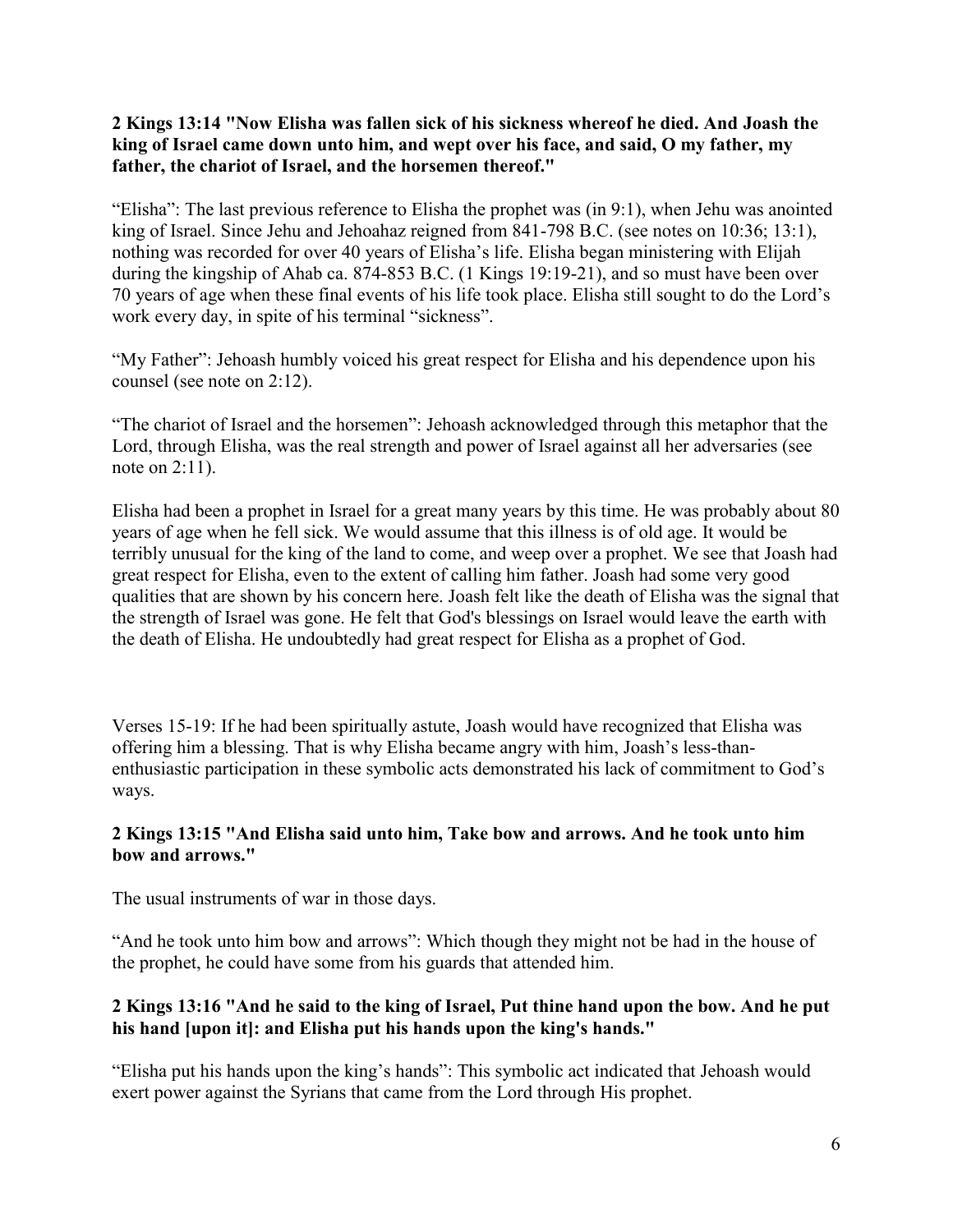**2 Kings 13:14 "Now Elisha was fallen sick of his sickness whereof he died. And Joash the king of Israel came down unto him, and wept over his face, and said, O my father, my father, the chariot of Israel, and the horsemen thereof."**

"Elisha": The last previous reference to Elisha the prophet was (in 9:1), when Jehu was anointed king of Israel. Since Jehu and Jehoahaz reigned from 841-798 B.C. (see notes on 10:36; 13:1), nothing was recorded for over 40 years of Elisha's life. Elisha began ministering with Elijah during the kingship of Ahab ca. 874-853 B.C. (1 Kings 19:19-21), and so must have been over 70 years of age when these final events of his life took place. Elisha still sought to do the Lord's work every day, in spite of his terminal "sickness".

"My Father": Jehoash humbly voiced his great respect for Elisha and his dependence upon his counsel (see note on 2:12).

"The chariot of Israel and the horsemen": Jehoash acknowledged through this metaphor that the Lord, through Elisha, was the real strength and power of Israel against all her adversaries (see note on 2:11).

Elisha had been a prophet in Israel for a great many years by this time. He was probably about 80 years of age when he fell sick. We would assume that this illness is of old age. It would be terribly unusual for the king of the land to come, and weep over a prophet. We see that Joash had great respect for Elisha, even to the extent of calling him father. Joash had some very good qualities that are shown by his concern here. Joash felt like the death of Elisha was the signal that the strength of Israel was gone. He felt that God's blessings on Israel would leave the earth with the death of Elisha. He undoubtedly had great respect for Elisha as a prophet of God.

Verses 15-19: If he had been spiritually astute, Joash would have recognized that Elisha was offering him a blessing. That is why Elisha became angry with him, Joash's less-than-enthusiastic participation in these symbolic acts demonstrated his lack of commitment to God's ways.

**2 Kings 13:15 "And Elisha said unto him, Take bow and arrows. And he took unto him bow and arrows."**

The usual instruments of war in those days.

"And he took unto him bow and arrows": Which though they might not be had in the house of the prophet, he could have some from his guards that attended him.

**2 Kings 13:16 "And he said to the king of Israel, Put thine hand upon the bow. And he put his hand [upon it]: and Elisha put his hands upon the king's hands."**

"Elisha put his hands upon the king's hands": This symbolic act indicated that Jehoash would exert power against the Syrians that came from the Lord through His prophet.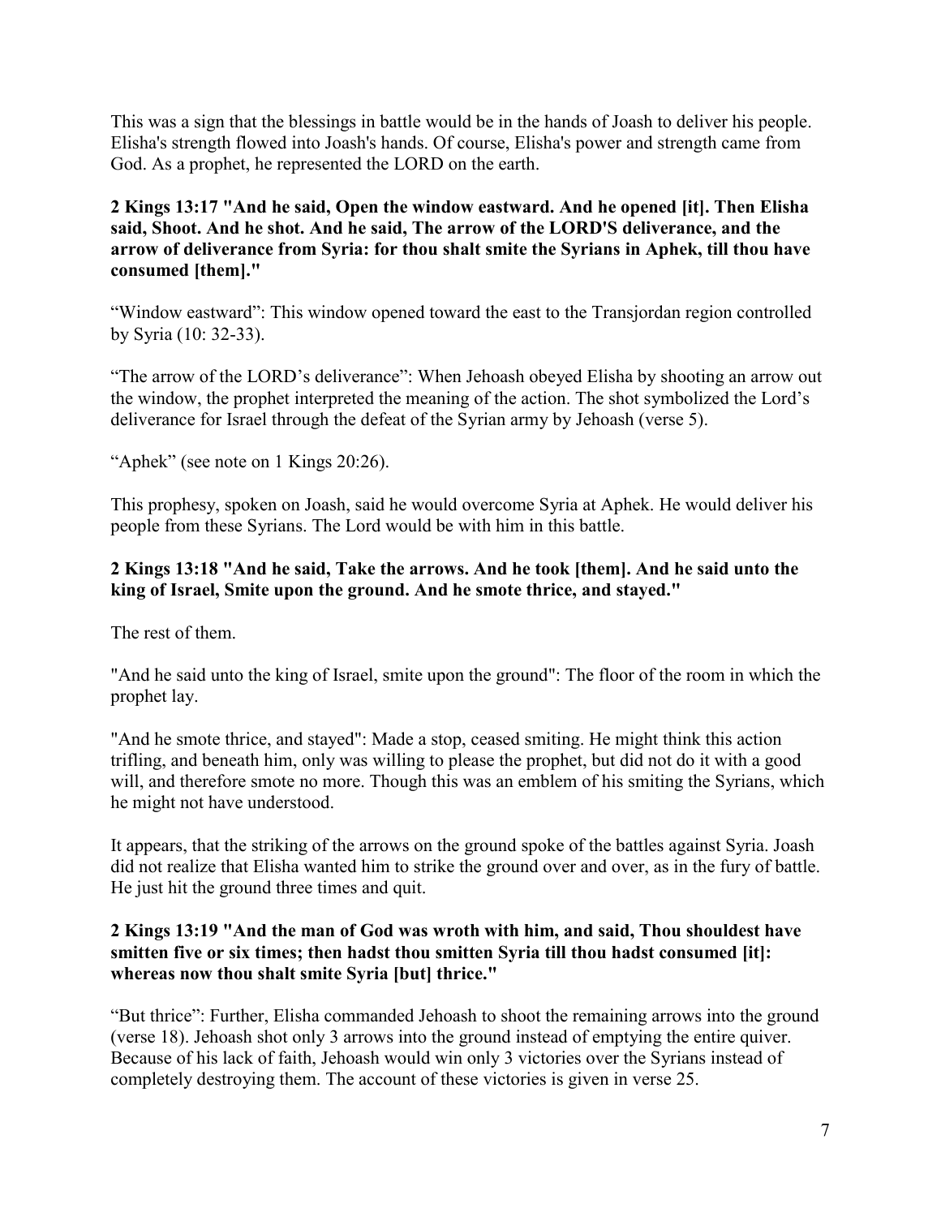This was a sign that the blessings in battle would be in the hands of Joash to deliver his people. Elisha's strength flowed into Joash's hands. Of course, Elisha's power and strength came from God. As a prophet, he represented the LORD on the earth.

**2 Kings 13:17 "And he said, Open the window eastward. And he opened [it]. Then Elisha said, Shoot. And he shot. And he said, The arrow of the LORD'S deliverance, and the arrow of deliverance from Syria: for thou shalt smite the Syrians in Aphek, till thou have consumed [them]."**

"Window eastward": This window opened toward the east to the Transjordan region controlled by Syria (10: 32-33).

"The arrow of the LORD's deliverance": When Jehoash obeyed Elisha by shooting an arrow out the window, the prophet interpreted the meaning of the action. The shot symbolized the Lord's deliverance for Israel through the defeat of the Syrian army by Jehoash (verse 5).

"Aphek" (see note on 1 Kings 20:26).

This prophesy, spoken on Joash, said he would overcome Syria at Aphek. He would deliver his people from these Syrians. The Lord would be with him in this battle.

**2 Kings 13:18 "And he said, Take the arrows. And he took [them]. And he said unto the king of Israel, Smite upon the ground. And he smote thrice, and stayed."**

The rest of them.

"And he said unto the king of Israel, smite upon the ground": The floor of the room in which the prophet lay.

"And he smote thrice, and stayed": Made a stop, ceased smiting. He might think this action trifling, and beneath him, only was willing to please the prophet, but did not do it with a good will, and therefore smote no more. Though this was an emblem of his smiting the Syrians, which he might not have understood.

It appears, that the striking of the arrows on the ground spoke of the battles against Syria. Joash did not realize that Elisha wanted him to strike the ground over and over, as in the fury of battle. He just hit the ground three times and quit.

**2 Kings 13:19 "And the man of God was wroth with him, and said, Thou shouldest have smitten five or six times; then hadst thou smitten Syria till thou hadst consumed [it]: whereas now thou shalt smite Syria [but] thrice."**

"But thrice": Further, Elisha commanded Jehoash to shoot the remaining arrows into the ground (verse 18). Jehoash shot only 3 arrows into the ground instead of emptying the entire quiver. Because of his lack of faith, Jehoash would win only 3 victories over the Syrians instead of completely destroying them. The account of these victories is given in verse 25.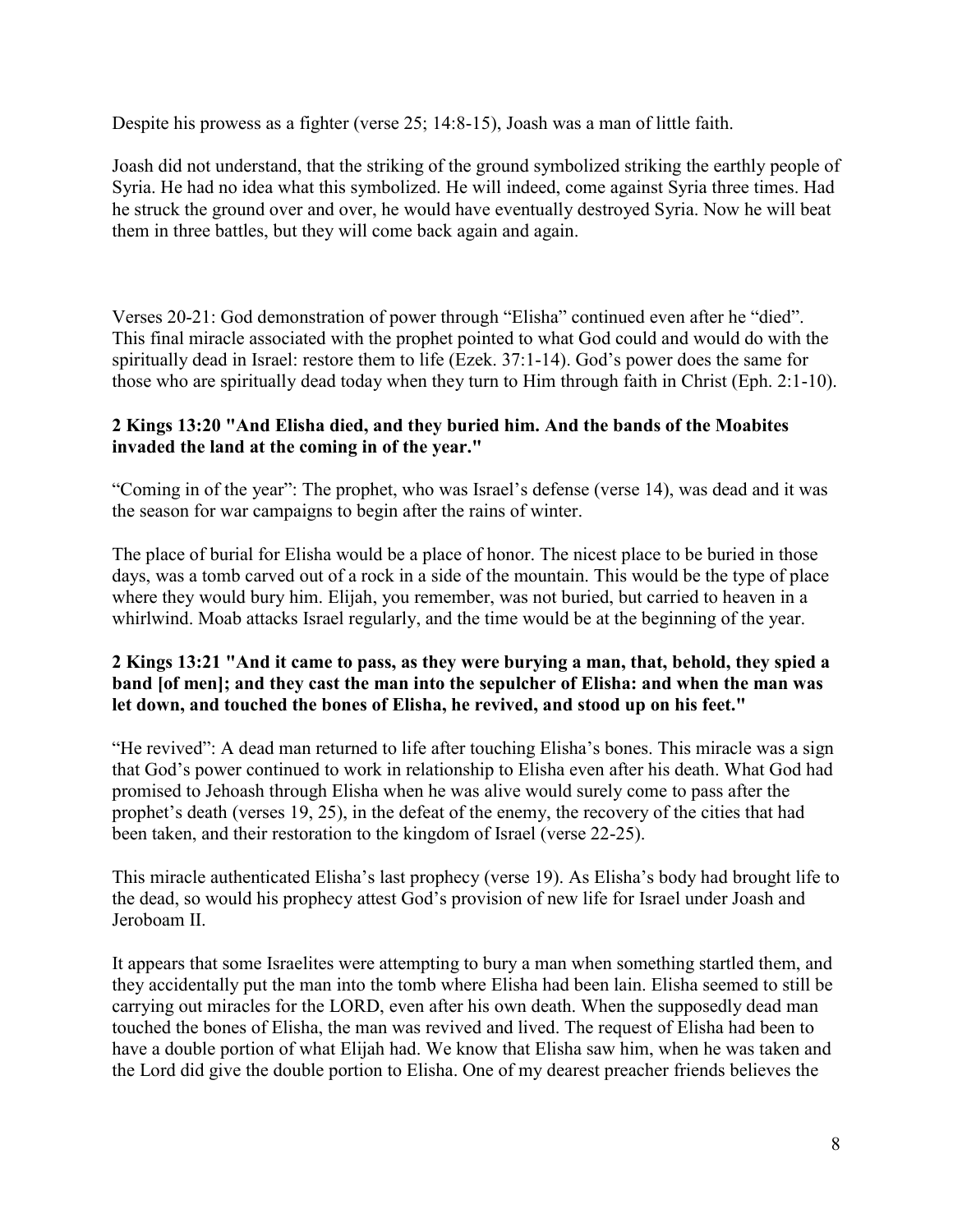Despite his prowess as a fighter (verse 25; 14:8-15), Joash was a man of little faith.

Joash did not understand, that the striking of the ground symbolized striking the earthly people of Syria. He had no idea what this symbolized. He will indeed, come against Syria three times. Had he struck the ground over and over, he would have eventually destroyed Syria. Now he will beat them in three battles, but they will come back again and again.

Verses 20-21: God demonstration of power through "Elisha" continued even after he "died". This final miracle associated with the prophet pointed to what God could and would do with the spiritually dead in Israel: restore them to life (Ezek. 37:1-14). God's power does the same for those who are spiritually dead today when they turn to Him through faith in Christ (Eph. 2:1-10).

**2 Kings 13:20 "And Elisha died, and they buried him. And the bands of the Moabites invaded the land at the coming in of the year."**

"Coming in of the year": The prophet, who was Israel's defense (verse 14), was dead and it was the season for war campaigns to begin after the rains of winter.

The place of burial for Elisha would be a place of honor. The nicest place to be buried in those days, was a tomb carved out of a rock in a side of the mountain. This would be the type of place where they would bury him. Elijah, you remember, was not buried, but carried to heaven in a whirlwind. Moab attacks Israel regularly, and the time would be at the beginning of the year.

**2 Kings 13:21 "And it came to pass, as they were burying a man, that, behold, they spied a band [of men]; and they cast the man into the sepulcher of Elisha: and when the man was let down, and touched the bones of Elisha, he revived, and stood up on his feet."**

"He revived": A dead man returned to life after touching Elisha's bones. This miracle was a sign that God's power continued to work in relationship to Elisha even after his death. What God had promised to Jehoash through Elisha when he was alive would surely come to pass after the prophet's death (verses 19, 25), in the defeat of the enemy, the recovery of the cities that had been taken, and their restoration to the kingdom of Israel (verse 22-25).

This miracle authenticated Elisha's last prophecy (verse 19). As Elisha's body had brought life to the dead, so would his prophecy attest God's provision of new life for Israel under Joash and Jeroboam II.

It appears that some Israelites were attempting to bury a man when something startled them, and they accidentally put the man into the tomb where Elisha had been lain. Elisha seemed to still be carrying out miracles for the LORD, even after his own death. When the supposedly dead man touched the bones of Elisha, the man was revived and lived. The request of Elisha had been to have a double portion of what Elijah had. We know that Elisha saw him, when he was taken and the Lord did give the double portion to Elisha. One of my dearest preacher friends believes the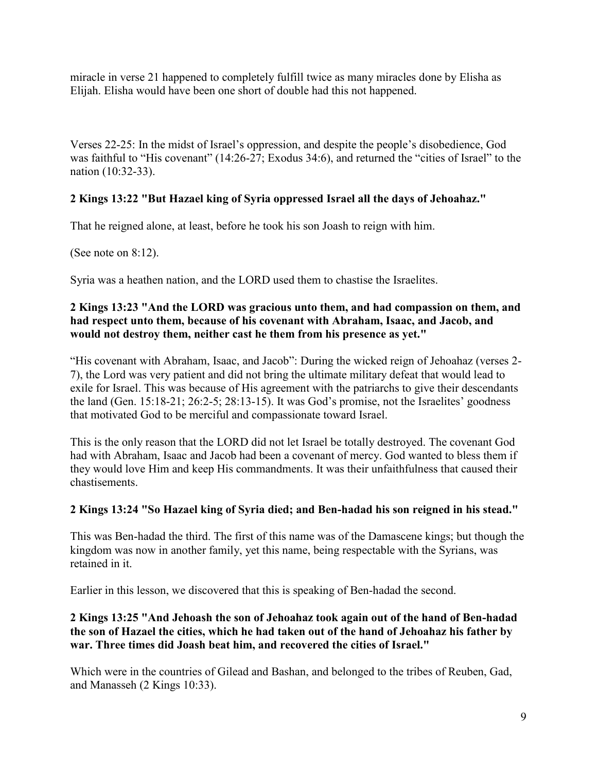miracle in verse 21 happened to completely fulfill twice as many miracles done by Elisha as Elijah. Elisha would have been one short of double had this not happened.

Verses 22-25: In the midst of Israel's oppression, and despite the people's disobedience, God was faithful to "His covenant" (14:26-27; Exodus 34:6), and returned the "cities of Israel" to the nation (10:32-33).

**2 Kings 13:22 "But Hazael king of Syria oppressed Israel all the days of Jehoahaz."**

That he reigned alone, at least, before he took his son Joash to reign with him.

(See note on 8:12).

Syria was a heathen nation, and the LORD used them to chastise the Israelites.

**2 Kings 13:23 "And the LORD was gracious unto them, and had compassion on them, and had respect unto them, because of his covenant with Abraham, Isaac, and Jacob, and would not destroy them, neither cast he them from his presence as yet."**

"His covenant with Abraham, Isaac, and Jacob": During the wicked reign of Jehoahaz (verses 2-7), the Lord was very patient and did not bring the ultimate military defeat that would lead to exile for Israel. This was because of His agreement with the patriarchs to give their descendants the land (Gen. 15:18-21; 26:2-5; 28:13-15). It was God's promise, not the Israelites' goodness that motivated God to be merciful and compassionate toward Israel.

This is the only reason that the LORD did not let Israel be totally destroyed. The covenant God had with Abraham, Isaac and Jacob had been a covenant of mercy. God wanted to bless them if they would love Him and keep His commandments. It was their unfaithfulness that caused their chastisements.

**2 Kings 13:24 "So Hazael king of Syria died; and Ben-hadad his son reigned in his stead."**

This was Ben-hadad the third. The first of this name was of the Damascene kings; but though the kingdom was now in another family, yet this name, being respectable with the Syrians, was retained in it.

Earlier in this lesson, we discovered that this is speaking of Ben-hadad the second.

**2 Kings 13:25 "And Jehoash the son of Jehoahaz took again out of the hand of Ben-hadad the son of Hazael the cities, which he had taken out of the hand of Jehoahaz his father by war. Three times did Joash beat him, and recovered the cities of Israel."**

Which were in the countries of Gilead and Bashan, and belonged to the tribes of Reuben, Gad, and Manasseh (2 Kings 10:33).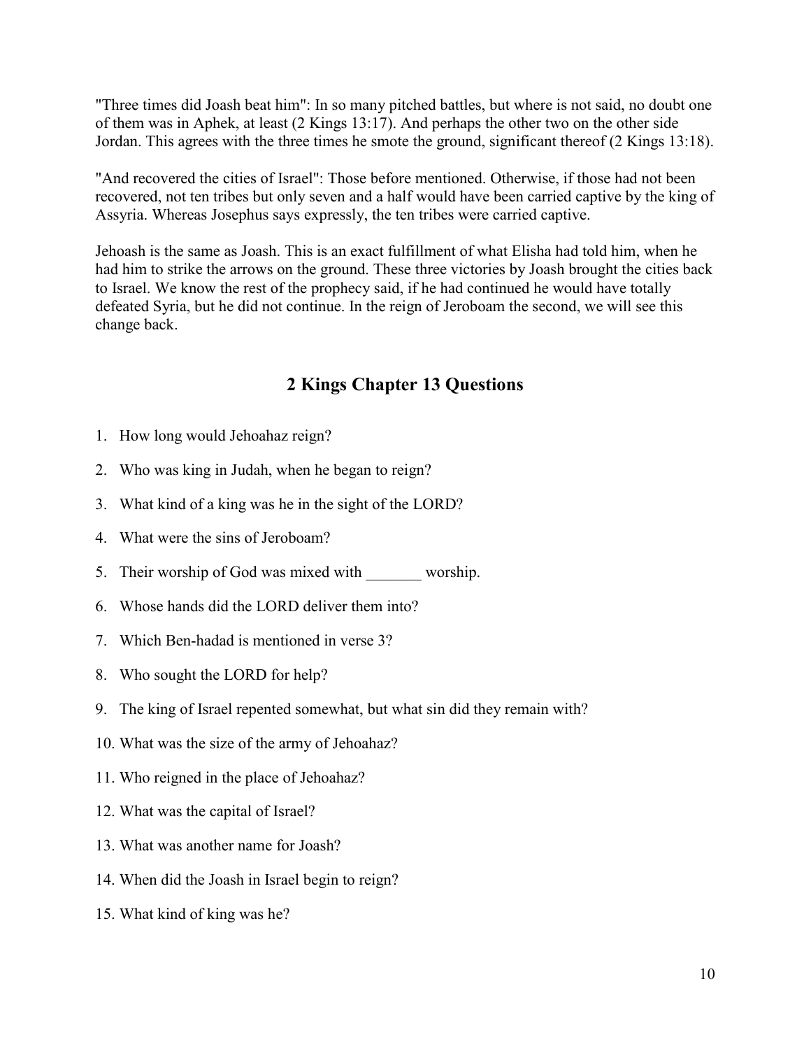"Three times did Joash beat him": In so many pitched battles, but where is not said, no doubt one of them was in Aphek, at least (2 Kings 13:17). And perhaps the other two on the other side Jordan. This agrees with the three times he smote the ground, significant thereof (2 Kings 13:18).

"And recovered the cities of Israel": Those before mentioned. Otherwise, if those had not been recovered, not ten tribes but only seven and a half would have been carried captive by the king of Assyria. Whereas Josephus says expressly, the ten tribes were carried captive.

Jehoash is the same as Joash. This is an exact fulfillment of what Elisha had told him, when he had him to strike the arrows on the ground. These three victories by Joash brought the cities back to Israel. We know the rest of the prophecy said, if he had continued he would have totally defeated Syria, but he did not continue. In the reign of Jeroboam the second, we will see this change back.

## 2 Kings Chapter 13 Questions

1. How long would Jehoahaz reign?
2. Who was king in Judah, when he began to reign?
3. What kind of a king was he in the sight of the LORD?
4. What were the sins of Jeroboam?
5. Their worship of God was mixed with _______ worship.
6. Whose hands did the LORD deliver them into?
7. Which Ben-hadad is mentioned in verse 3?
8. Who sought the LORD for help?
9. The king of Israel repented somewhat, but what sin did they remain with?
10. What was the size of the army of Jehoahaz?
11. Who reigned in the place of Jehoahaz?
12. What was the capital of Israel?
13. What was another name for Joash?
14. When did the Joash in Israel begin to reign?
15. What kind of king was he?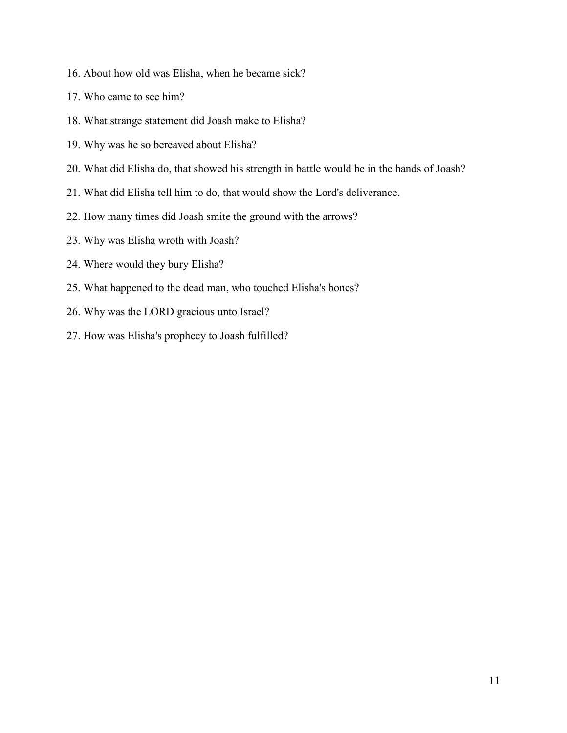16. About how old was Elisha, when he became sick?
17. Who came to see him?
18. What strange statement did Joash make to Elisha?
19. Why was he so bereaved about Elisha?
20. What did Elisha do, that showed his strength in battle would be in the hands of Joash?
21. What did Elisha tell him to do, that would show the Lord's deliverance.
22. How many times did Joash smite the ground with the arrows?
23. Why was Elisha wroth with Joash?
24. Where would they bury Elisha?
25. What happened to the dead man, who touched Elisha's bones?
26. Why was the LORD gracious unto Israel?
27. How was Elisha's prophecy to Joash fulfilled?